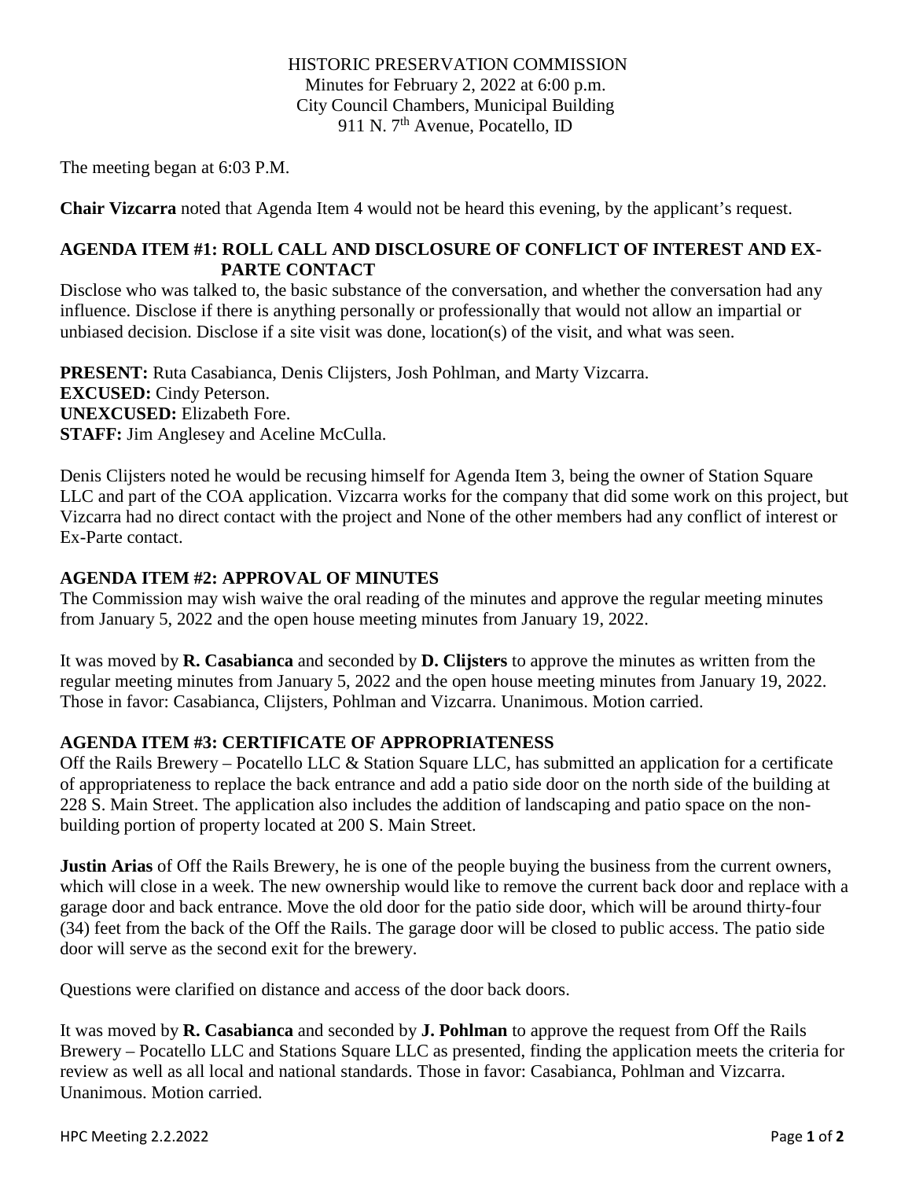HISTORIC PRESERVATION COMMISSION
Minutes for February 2, 2022 at 6:00 p.m.
City Council Chambers, Municipal Building
911 N. 7th Avenue, Pocatello, ID

The meeting began at 6:03 P.M.

**Chair Vizcarra** noted that Agenda Item 4 would not be heard this evening, by the applicant's request.

### AGENDA ITEM #1: ROLL CALL AND DISCLOSURE OF CONFLICT OF INTEREST AND EX-PARTE CONTACT

Disclose who was talked to, the basic substance of the conversation, and whether the conversation had any influence. Disclose if there is anything personally or professionally that would not allow an impartial or unbiased decision. Disclose if a site visit was done, location(s) of the visit, and what was seen.

**PRESENT:** Ruta Casabianca, Denis Clijsters, Josh Pohlman, and Marty Vizcarra.
**EXCUSED:** Cindy Peterson.
**UNEXCUSED:** Elizabeth Fore.
**STAFF:** Jim Anglesey and Aceline McCulla.

Denis Clijsters noted he would be recusing himself for Agenda Item 3, being the owner of Station Square LLC and part of the COA application. Vizcarra works for the company that did some work on this project, but Vizcarra had no direct contact with the project and None of the other members had any conflict of interest or Ex-Parte contact.

### AGENDA ITEM #2: APPROVAL OF MINUTES

The Commission may wish waive the oral reading of the minutes and approve the regular meeting minutes from January 5, 2022 and the open house meeting minutes from January 19, 2022.

It was moved by **R. Casabianca** and seconded by **D. Clijsters** to approve the minutes as written from the regular meeting minutes from January 5, 2022 and the open house meeting minutes from January 19, 2022. Those in favor: Casabianca, Clijsters, Pohlman and Vizcarra. Unanimous. Motion carried.

### AGENDA ITEM #3: CERTIFICATE OF APPROPRIATENESS

Off the Rails Brewery – Pocatello LLC & Station Square LLC, has submitted an application for a certificate of appropriateness to replace the back entrance and add a patio side door on the north side of the building at 228 S. Main Street. The application also includes the addition of landscaping and patio space on the non-building portion of property located at 200 S. Main Street.

**Justin Arias** of Off the Rails Brewery, he is one of the people buying the business from the current owners, which will close in a week. The new ownership would like to remove the current back door and replace with a garage door and back entrance. Move the old door for the patio side door, which will be around thirty-four (34) feet from the back of the Off the Rails. The garage door will be closed to public access. The patio side door will serve as the second exit for the brewery.

Questions were clarified on distance and access of the door back doors.

It was moved by **R. Casabianca** and seconded by **J. Pohlman** to approve the request from Off the Rails Brewery – Pocatello LLC and Stations Square LLC as presented, finding the application meets the criteria for review as well as all local and national standards. Those in favor: Casabianca, Pohlman and Vizcarra. Unanimous. Motion carried.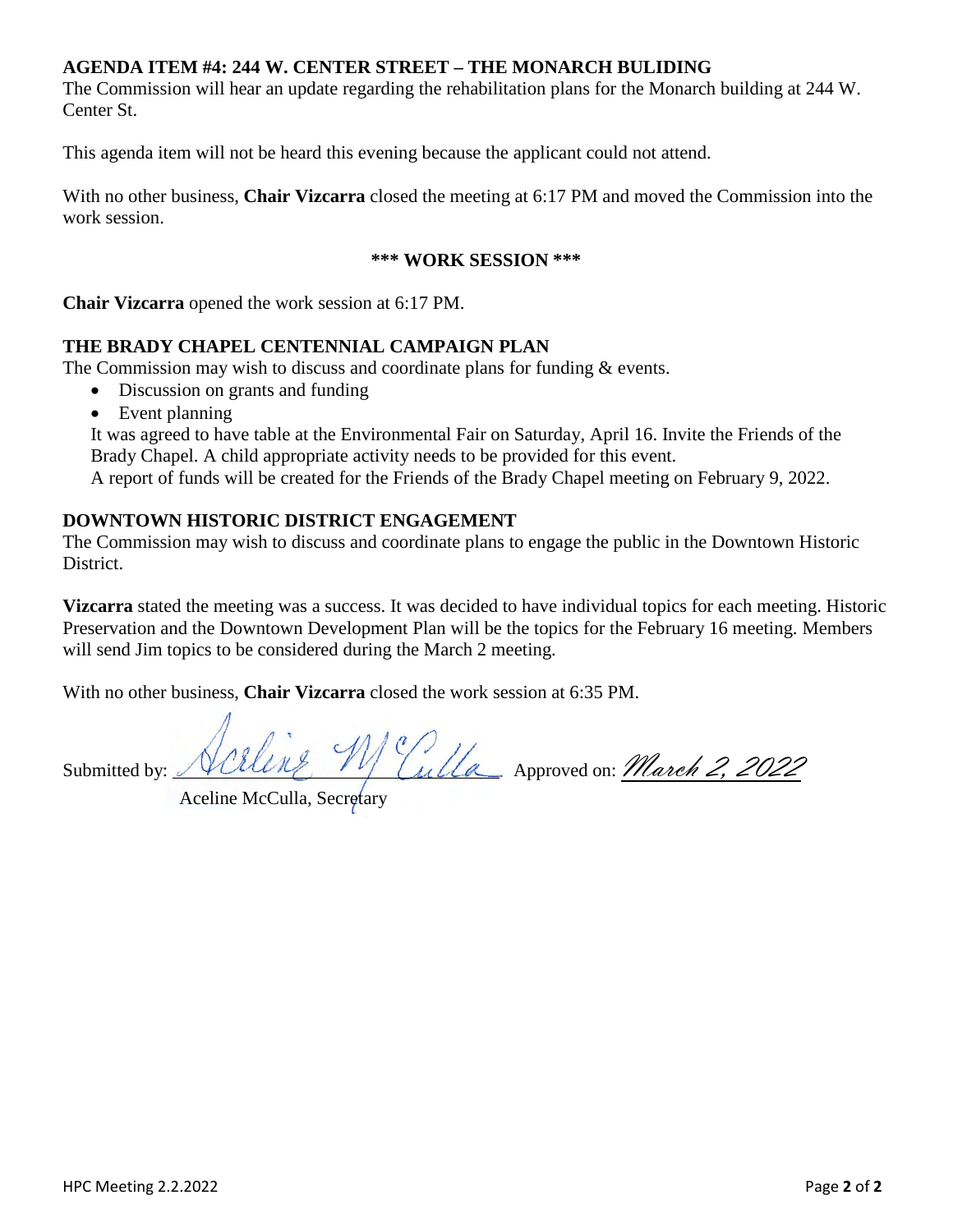### AGENDA ITEM #4: 244 W. CENTER STREET – THE MONARCH BULIDING

The Commission will hear an update regarding the rehabilitation plans for the Monarch building at 244 W. Center St.

This agenda item will not be heard this evening because the applicant could not attend.

With no other business, **Chair Vizcarra** closed the meeting at 6:17 PM and moved the Commission into the work session.

**\*\*\* WORK SESSION \*\*\***

**Chair Vizcarra** opened the work session at 6:17 PM.

### THE BRADY CHAPEL CENTENNIAL CAMPAIGN PLAN

The Commission may wish to discuss and coordinate plans for funding & events.

- Discussion on grants and funding
- Event planning

It was agreed to have table at the Environmental Fair on Saturday, April 16. Invite the Friends of the Brady Chapel. A child appropriate activity needs to be provided for this event.
A report of funds will be created for the Friends of the Brady Chapel meeting on February 9, 2022.

### DOWNTOWN HISTORIC DISTRICT ENGAGEMENT

The Commission may wish to discuss and coordinate plans to engage the public in the Downtown Historic District.

**Vizcarra** stated the meeting was a success. It was decided to have individual topics for each meeting. Historic Preservation and the Downtown Development Plan will be the topics for the February 16 meeting. Members will send Jim topics to be considered during the March 2 meeting.

With no other business, **Chair Vizcarra** closed the work session at 6:35 PM.

Submitted by: Aceline McCulla Approved on: March 2, 2022

Aceline McCulla, Secretary